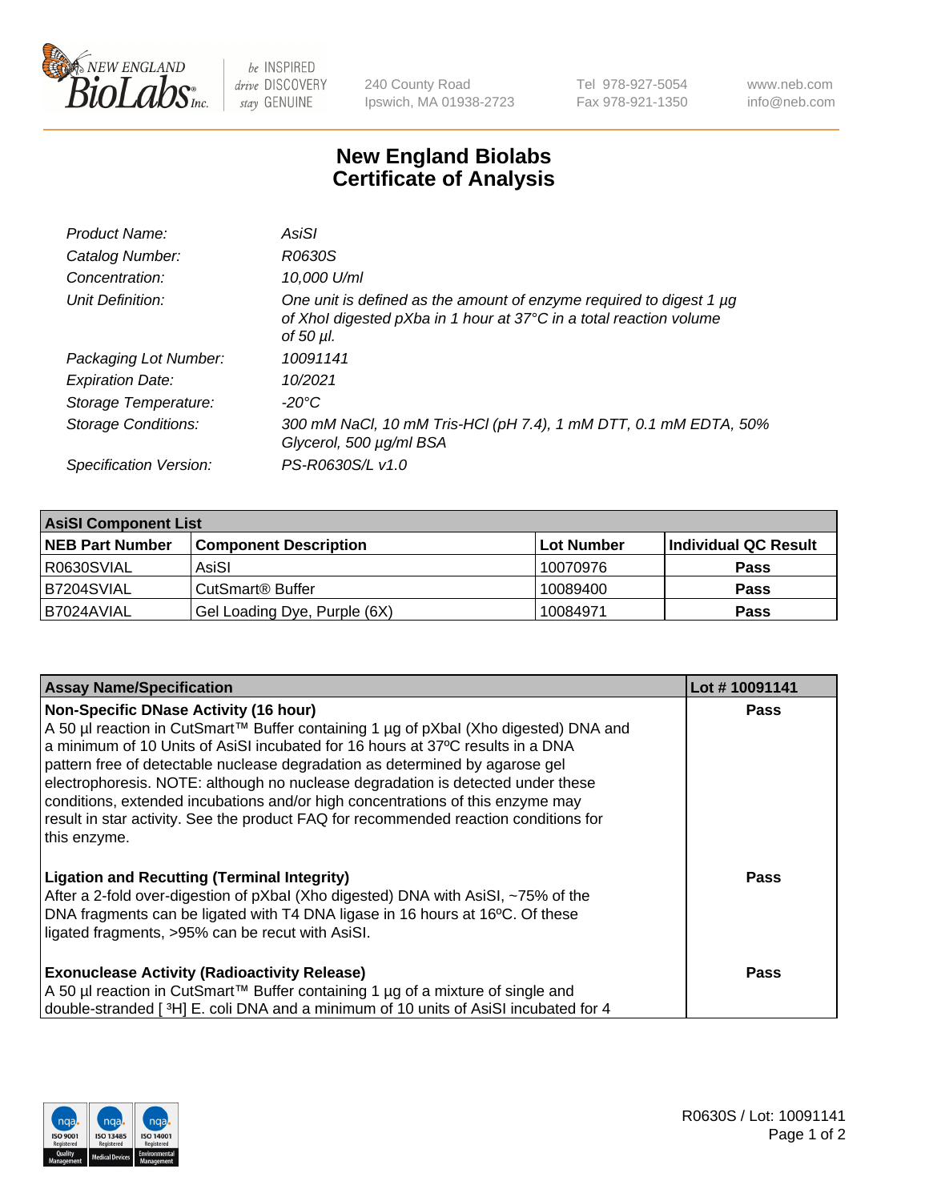240 County Road
Ipswich, MA 01938-2723

Tel 978-927-5054
Fax 978-921-1350

www.neb.com
info@neb.com

# New England Biolabs
# Certificate of Analysis

| | |
|---|---|
| *Product Name:* | *AsiSI* |
| *Catalog Number:* | *R0630S* |
| *Concentration:* | *10,000 U/ml* |
| *Unit Definition:* | *One unit is defined as the amount of enzyme required to digest 1 µg of XhoI digested pXba in 1 hour at 37°C in a total reaction volume of 50 µl.* |
| *Packaging Lot Number:* | *10091141* |
| *Expiration Date:* | *10/2021* |
| *Storage Temperature:* | *-20°C* |
| *Storage Conditions:* | *300 mM NaCl, 10 mM Tris-HCl (pH 7.4), 1 mM DTT, 0.1 mM EDTA, 50% Glycerol, 500 µg/ml BSA* |
| *Specification Version:* | *PS-R0630S/L v1.0* |

| **AsiSI Component List** | | | |
|---|---|---|---|
| **NEB Part Number** | **Component Description** | **Lot Number** | **Individual QC Result** |
| R0630SVIAL | AsiSI | 10070976 | **Pass** |
| B7204SVIAL | CutSmart® Buffer | 10089400 | **Pass** |
| B7024AVIAL | Gel Loading Dye, Purple (6X) | 10084971 | **Pass** |

| **Assay Name/Specification** | **Lot # 10091141** |
|---|---|
| **Non-Specific DNase Activity (16 hour)** A 50 µl reaction in CutSmart™ Buffer containing 1 µg of pXbaI (Xho digested) DNA and a minimum of 10 Units of AsiSI incubated for 16 hours at 37ºC results in a DNA pattern free of detectable nuclease degradation as determined by agarose gel electrophoresis. NOTE: although no nuclease degradation is detected under these conditions, extended incubations and/or high concentrations of this enzyme may result in star activity. See the product FAQ for recommended reaction conditions for this enzyme. | **Pass** |
| **Ligation and Recutting (Terminal Integrity)** After a 2-fold over-digestion of pXbaI (Xho digested) DNA with AsiSI, ~75% of the DNA fragments can be ligated with T4 DNA ligase in 16 hours at 16ºC. Of these ligated fragments, >95% can be recut with AsiSI. | **Pass** |
| **Exonuclease Activity (Radioactivity Release)** A 50 µl reaction in CutSmart™ Buffer containing 1 µg of a mixture of single and double-stranded [ $^3$H] E. coli DNA and a minimum of 10 units of AsiSI incubated for 4 | **Pass** |

R0630S / Lot: 10091141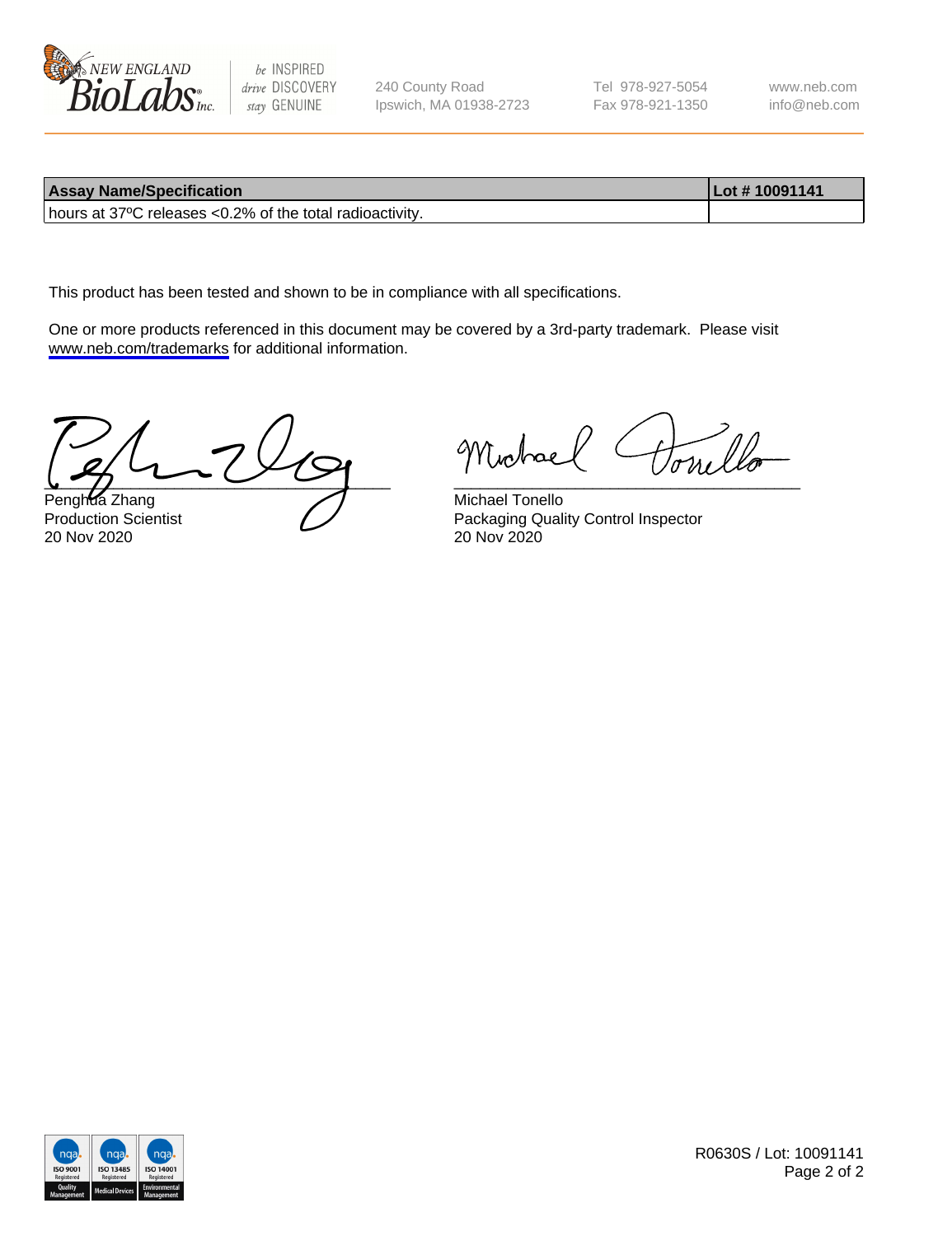| Assay Name/Specification | Lot # 10091141 |
| --- | --- |
| hours at 37ºC releases <0.2% of the total radioactivity. | |

This product has been tested and shown to be in compliance with all specifications.

One or more products referenced in this document may be covered by a 3rd-party trademark. Please visit www.neb.com/trademarks for additional information.

Penghua Zhang
Production Scientist
20 Nov 2020

Michael Tonello
Packaging Quality Control Inspector
20 Nov 2020

R0630S / Lot: 10091141